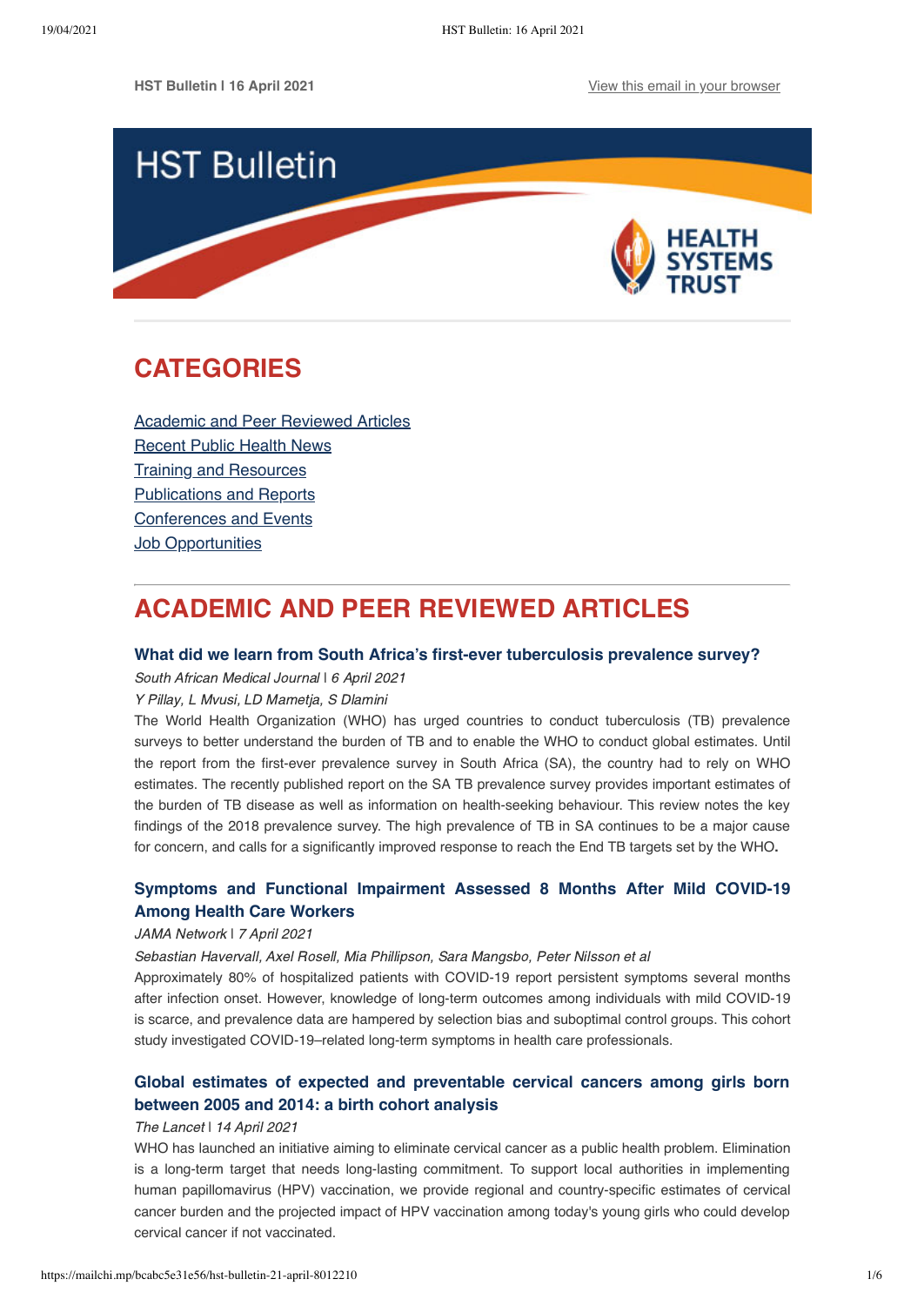**HST Bulletin | 16 April 2021**

View this email in your browser

# HST Bulletin

HEALTH SYSTEMS TRUST

## CATEGORIES

- Academic and Peer Reviewed Articles
- Recent Public Health News
- Training and Resources
- Publications and Reports
- Conferences and Events
- Job Opportunities

## ACADEMIC AND PEER REVIEWED ARTICLES

### What did we learn from South Africa's first-ever tuberculosis prevalence survey?

*South African Medical Journal* | *6 April 2021*

*Y Pillay, L Mvusi, LD Mametja, S Dlamini*

The World Health Organization (WHO) has urged countries to conduct tuberculosis (TB) prevalence surveys to better understand the burden of TB and to enable the WHO to conduct global estimates. Until the report from the first-ever prevalence survey in South Africa (SA), the country had to rely on WHO estimates. The recently published report on the SA TB prevalence survey provides important estimates of the burden of TB disease as well as information on health-seeking behaviour. This review notes the key findings of the 2018 prevalence survey. The high prevalence of TB in SA continues to be a major cause for concern, and calls for a significantly improved response to reach the End TB targets set by the WHO**.**

### Symptoms and Functional Impairment Assessed 8 Months After Mild COVID-19 Among Health Care Workers

*JAMA Network* | *7 April 2021*

*Sebastian Havervall, Axel Rosell, Mia Phillipson, Sara Mangsbo, Peter Nilsson et al*

Approximately 80% of hospitalized patients with COVID-19 report persistent symptoms several months after infection onset. However, knowledge of long-term outcomes among individuals with mild COVID-19 is scarce, and prevalence data are hampered by selection bias and suboptimal control groups. This cohort study investigated COVID-19–related long-term symptoms in health care professionals.

### Global estimates of expected and preventable cervical cancers among girls born between 2005 and 2014: a birth cohort analysis

*The Lancet* | *14 April 2021*

WHO has launched an initiative aiming to eliminate cervical cancer as a public health problem. Elimination is a long-term target that needs long-lasting commitment. To support local authorities in implementing human papillomavirus (HPV) vaccination, we provide regional and country-specific estimates of cervical cancer burden and the projected impact of HPV vaccination among today's young girls who could develop cervical cancer if not vaccinated.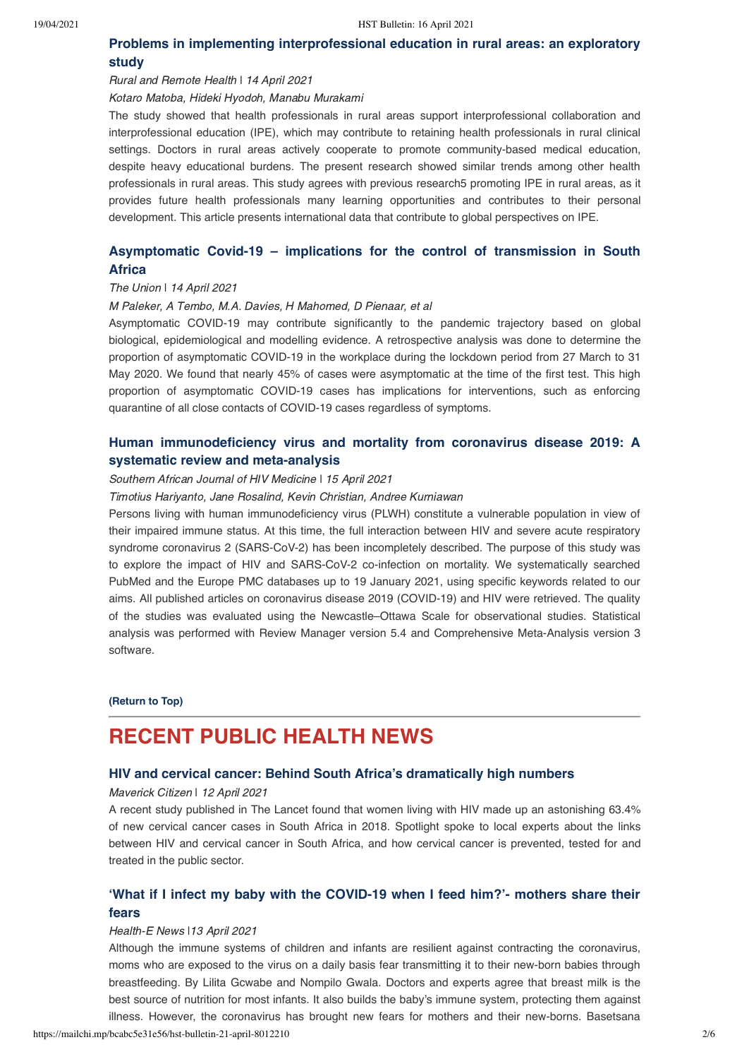### Problems in implementing interprofessional education in rural areas: an exploratory study

*Rural and Remote Health | 14 April 2021*

*Kotaro Matoba, Hideki Hyodoh, Manabu Murakami*

The study showed that health professionals in rural areas support interprofessional collaboration and interprofessional education (IPE), which may contribute to retaining health professionals in rural clinical settings. Doctors in rural areas actively cooperate to promote community-based medical education, despite heavy educational burdens. The present research showed similar trends among other health professionals in rural areas. This study agrees with previous research5 promoting IPE in rural areas, as it provides future health professionals many learning opportunities and contributes to their personal development. This article presents international data that contribute to global perspectives on IPE.

### Asymptomatic Covid-19 – implications for the control of transmission in South Africa

*The Union | 14 April 2021*

*M Paleker, A Tembo, M.A. Davies, H Mahomed, D Pienaar, et al*

Asymptomatic COVID-19 may contribute significantly to the pandemic trajectory based on global biological, epidemiological and modelling evidence. A retrospective analysis was done to determine the proportion of asymptomatic COVID-19 in the workplace during the lockdown period from 27 March to 31 May 2020. We found that nearly 45% of cases were asymptomatic at the time of the first test. This high proportion of asymptomatic COVID-19 cases has implications for interventions, such as enforcing quarantine of all close contacts of COVID-19 cases regardless of symptoms.

### Human immunodeficiency virus and mortality from coronavirus disease 2019: A systematic review and meta-analysis

*Southern African Journal of HIV Medicine | 15 April 2021*

*Timotius Hariyanto, Jane Rosalind, Kevin Christian, Andree Kurniawan*

Persons living with human immunodeficiency virus (PLWH) constitute a vulnerable population in view of their impaired immune status. At this time, the full interaction between HIV and severe acute respiratory syndrome coronavirus 2 (SARS-CoV-2) has been incompletely described. The purpose of this study was to explore the impact of HIV and SARS-CoV-2 co-infection on mortality. We systematically searched PubMed and the Europe PMC databases up to 19 January 2021, using specific keywords related to our aims. All published articles on coronavirus disease 2019 (COVID-19) and HIV were retrieved. The quality of the studies was evaluated using the Newcastle–Ottawa Scale for observational studies. Statistical analysis was performed with Review Manager version 5.4 and Comprehensive Meta-Analysis version 3 software.

**(Return to Top)**

## RECENT PUBLIC HEALTH NEWS

### HIV and cervical cancer: Behind South Africa's dramatically high numbers

*Maverick Citizen | 12 April 2021*

A recent study published in The Lancet found that women living with HIV made up an astonishing 63.4% of new cervical cancer cases in South Africa in 2018. Spotlight spoke to local experts about the links between HIV and cervical cancer in South Africa, and how cervical cancer is prevented, tested for and treated in the public sector.

### 'What if I infect my baby with the COVID-19 when I feed him?'- mothers share their fears

*Health-E News |13 April 2021*

Although the immune systems of children and infants are resilient against contracting the coronavirus, moms who are exposed to the virus on a daily basis fear transmitting it to their new-born babies through breastfeeding. By Lilita Gcwabe and Nompilo Gwala. Doctors and experts agree that breast milk is the best source of nutrition for most infants. It also builds the baby's immune system, protecting them against illness. However, the coronavirus has brought new fears for mothers and their new-borns. Basetsana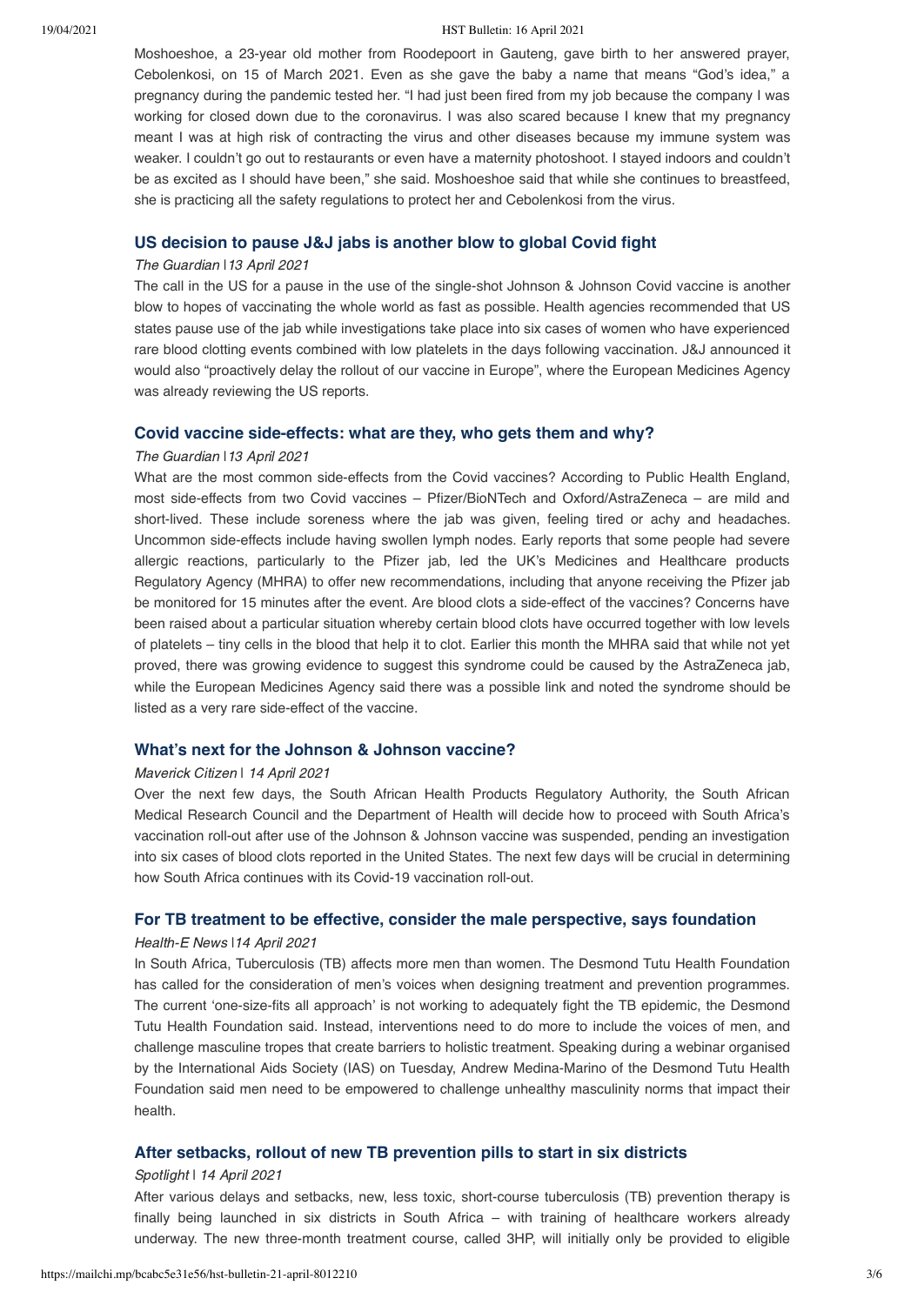Moshoeshoe, a 23-year old mother from Roodepoort in Gauteng, gave birth to her answered prayer, Cebolenkosi, on 15 of March 2021. Even as she gave the baby a name that means "God's idea," a pregnancy during the pandemic tested her. "I had just been fired from my job because the company I was working for closed down due to the coronavirus. I was also scared because I knew that my pregnancy meant I was at high risk of contracting the virus and other diseases because my immune system was weaker. I couldn't go out to restaurants or even have a maternity photoshoot. I stayed indoors and couldn't be as excited as I should have been," she said. Moshoeshoe said that while she continues to breastfeed, she is practicing all the safety regulations to protect her and Cebolenkosi from the virus.

### US decision to pause J&J jabs is another blow to global Covid fight

*The Guardian | 13 April 2021*

The call in the US for a pause in the use of the single-shot Johnson & Johnson Covid vaccine is another blow to hopes of vaccinating the whole world as fast as possible. Health agencies recommended that US states pause use of the jab while investigations take place into six cases of women who have experienced rare blood clotting events combined with low platelets in the days following vaccination. J&J announced it would also "proactively delay the rollout of our vaccine in Europe", where the European Medicines Agency was already reviewing the US reports.

### Covid vaccine side-effects: what are they, who gets them and why?

*The Guardian | 13 April 2021*

What are the most common side-effects from the Covid vaccines? According to Public Health England, most side-effects from two Covid vaccines – Pfizer/BioNTech and Oxford/AstraZeneca – are mild and short-lived. These include soreness where the jab was given, feeling tired or achy and headaches. Uncommon side-effects include having swollen lymph nodes. Early reports that some people had severe allergic reactions, particularly to the Pfizer jab, led the UK's Medicines and Healthcare products Regulatory Agency (MHRA) to offer new recommendations, including that anyone receiving the Pfizer jab be monitored for 15 minutes after the event. Are blood clots a side-effect of the vaccines? Concerns have been raised about a particular situation whereby certain blood clots have occurred together with low levels of platelets – tiny cells in the blood that help it to clot. Earlier this month the MHRA said that while not yet proved, there was growing evidence to suggest this syndrome could be caused by the AstraZeneca jab, while the European Medicines Agency said there was a possible link and noted the syndrome should be listed as a very rare side-effect of the vaccine.

### What's next for the Johnson & Johnson vaccine?

*Maverick Citizen | 14 April 2021*

Over the next few days, the South African Health Products Regulatory Authority, the South African Medical Research Council and the Department of Health will decide how to proceed with South Africa's vaccination roll-out after use of the Johnson & Johnson vaccine was suspended, pending an investigation into six cases of blood clots reported in the United States. The next few days will be crucial in determining how South Africa continues with its Covid-19 vaccination roll-out.

### For TB treatment to be effective, consider the male perspective, says foundation

*Health-E News | 14 April 2021*

In South Africa, Tuberculosis (TB) affects more men than women. The Desmond Tutu Health Foundation has called for the consideration of men's voices when designing treatment and prevention programmes. The current 'one-size-fits all approach' is not working to adequately fight the TB epidemic, the Desmond Tutu Health Foundation said. Instead, interventions need to do more to include the voices of men, and challenge masculine tropes that create barriers to holistic treatment. Speaking during a webinar organised by the International Aids Society (IAS) on Tuesday, Andrew Medina-Marino of the Desmond Tutu Health Foundation said men need to be empowered to challenge unhealthy masculinity norms that impact their health.

### After setbacks, rollout of new TB prevention pills to start in six districts

*Spotlight | 14 April 2021*

After various delays and setbacks, new, less toxic, short-course tuberculosis (TB) prevention therapy is finally being launched in six districts in South Africa – with training of healthcare workers already underway. The new three-month treatment course, called 3HP, will initially only be provided to eligible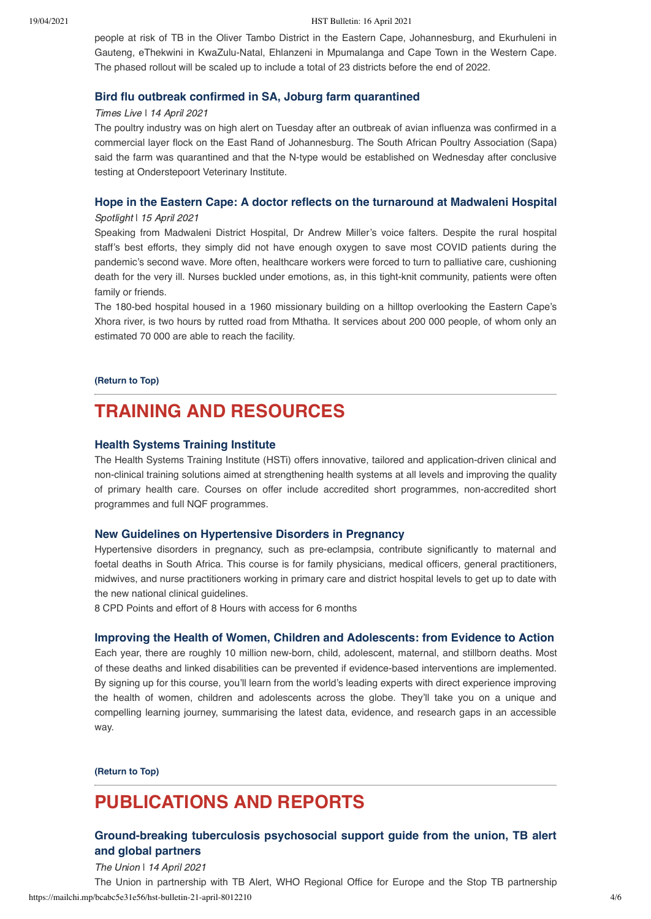people at risk of TB in the Oliver Tambo District in the Eastern Cape, Johannesburg, and Ekurhuleni in Gauteng, eThekwini in KwaZulu-Natal, Ehlanzeni in Mpumalanga and Cape Town in the Western Cape. The phased rollout will be scaled up to include a total of 23 districts before the end of 2022.

### Bird flu outbreak confirmed in SA, Joburg farm quarantined

*Times Live | 14 April 2021*

The poultry industry was on high alert on Tuesday after an outbreak of avian influenza was confirmed in a commercial layer flock on the East Rand of Johannesburg. The South African Poultry Association (Sapa) said the farm was quarantined and that the N-type would be established on Wednesday after conclusive testing at Onderstepoort Veterinary Institute.

### Hope in the Eastern Cape: A doctor reflects on the turnaround at Madwaleni Hospital

*Spotlight | 15 April 2021*

Speaking from Madwaleni District Hospital, Dr Andrew Miller's voice falters. Despite the rural hospital staff's best efforts, they simply did not have enough oxygen to save most COVID patients during the pandemic's second wave. More often, healthcare workers were forced to turn to palliative care, cushioning death for the very ill. Nurses buckled under emotions, as, in this tight-knit community, patients were often family or friends.

The 180-bed hospital housed in a 1960 missionary building on a hilltop overlooking the Eastern Cape's Xhora river, is two hours by rutted road from Mthatha. It services about 200 000 people, of whom only an estimated 70 000 are able to reach the facility.

**(Return to Top)**

## TRAINING AND RESOURCES

### Health Systems Training Institute

The Health Systems Training Institute (HSTi) offers innovative, tailored and application-driven clinical and non-clinical training solutions aimed at strengthening health systems at all levels and improving the quality of primary health care. Courses on offer include accredited short programmes, non-accredited short programmes and full NQF programmes.

### New Guidelines on Hypertensive Disorders in Pregnancy

Hypertensive disorders in pregnancy, such as pre-eclampsia, contribute significantly to maternal and foetal deaths in South Africa. This course is for family physicians, medical officers, general practitioners, midwives, and nurse practitioners working in primary care and district hospital levels to get up to date with the new national clinical guidelines.

8 CPD Points and effort of 8 Hours with access for 6 months

### Improving the Health of Women, Children and Adolescents: from Evidence to Action

Each year, there are roughly 10 million new-born, child, adolescent, maternal, and stillborn deaths. Most of these deaths and linked disabilities can be prevented if evidence-based interventions are implemented. By signing up for this course, you'll learn from the world's leading experts with direct experience improving the health of women, children and adolescents across the globe. They'll take you on a unique and compelling learning journey, summarising the latest data, evidence, and research gaps in an accessible way.

**(Return to Top)**

## PUBLICATIONS AND REPORTS

### Ground-breaking tuberculosis psychosocial support guide from the union, TB alert and global partners

*The Union | 14 April 2021*

The Union in partnership with TB Alert, WHO Regional Office for Europe and the Stop TB partnership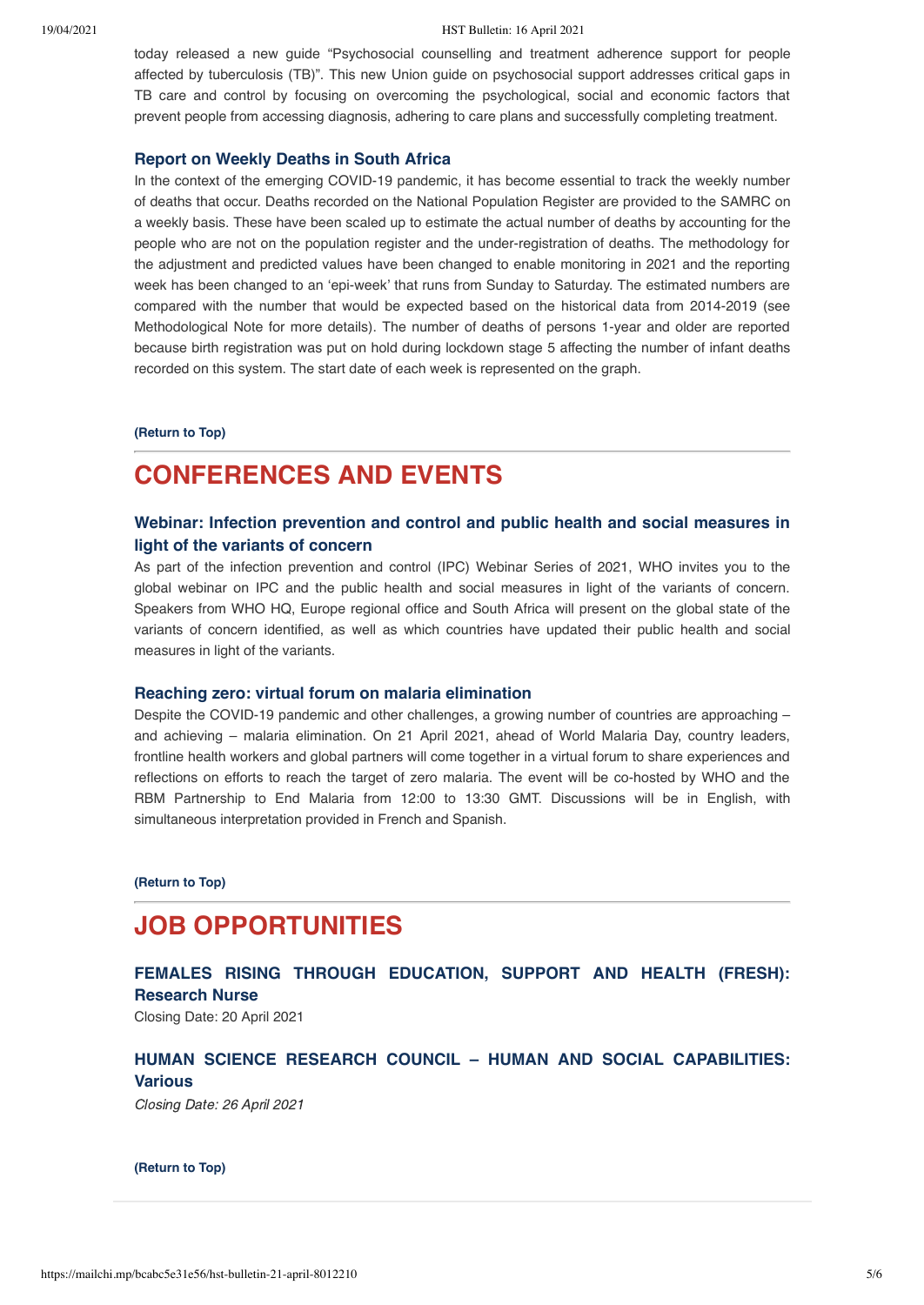today released a new guide "Psychosocial counselling and treatment adherence support for people affected by tuberculosis (TB)". This new Union guide on psychosocial support addresses critical gaps in TB care and control by focusing on overcoming the psychological, social and economic factors that prevent people from accessing diagnosis, adhering to care plans and successfully completing treatment.

### Report on Weekly Deaths in South Africa

In the context of the emerging COVID-19 pandemic, it has become essential to track the weekly number of deaths that occur. Deaths recorded on the National Population Register are provided to the SAMRC on a weekly basis. These have been scaled up to estimate the actual number of deaths by accounting for the people who are not on the population register and the under-registration of deaths. The methodology for the adjustment and predicted values have been changed to enable monitoring in 2021 and the reporting week has been changed to an 'epi-week' that runs from Sunday to Saturday. The estimated numbers are compared with the number that would be expected based on the historical data from 2014-2019 (see Methodological Note for more details). The number of deaths of persons 1-year and older are reported because birth registration was put on hold during lockdown stage 5 affecting the number of infant deaths recorded on this system. The start date of each week is represented on the graph.

**(Return to Top)**

## CONFERENCES AND EVENTS

### Webinar: Infection prevention and control and public health and social measures in light of the variants of concern

As part of the infection prevention and control (IPC) Webinar Series of 2021, WHO invites you to the global webinar on IPC and the public health and social measures in light of the variants of concern. Speakers from WHO HQ, Europe regional office and South Africa will present on the global state of the variants of concern identified, as well as which countries have updated their public health and social measures in light of the variants.

### Reaching zero: virtual forum on malaria elimination

Despite the COVID-19 pandemic and other challenges, a growing number of countries are approaching – and achieving – malaria elimination. On 21 April 2021, ahead of World Malaria Day, country leaders, frontline health workers and global partners will come together in a virtual forum to share experiences and reflections on efforts to reach the target of zero malaria. The event will be co-hosted by WHO and the RBM Partnership to End Malaria from 12:00 to 13:30 GMT. Discussions will be in English, with simultaneous interpretation provided in French and Spanish.

**(Return to Top)**

## JOB OPPORTUNITIES

### FEMALES RISING THROUGH EDUCATION, SUPPORT AND HEALTH (FRESH): Research Nurse

Closing Date: 20 April 2021

### HUMAN SCIENCE RESEARCH COUNCIL – HUMAN AND SOCIAL CAPABILITIES: Various

*Closing Date: 26 April 2021*

**(Return to Top)**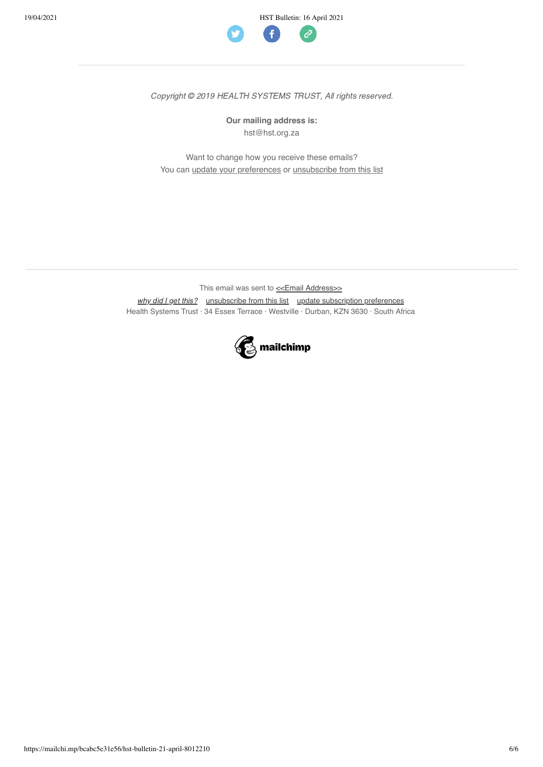*Copyright © 2019 HEALTH SYSTEMS TRUST, All rights reserved.*

**Our mailing address is:**
hst@hst.org.za

Want to change how you receive these emails?
You can update your preferences or unsubscribe from this list

This email was sent to <<Email Address>>

*why did I get this?* unsubscribe from this list update subscription preferences
Health Systems Trust · 34 Essex Terrace · Westville · Durban, KZN 3630 · South Africa

mailchimp